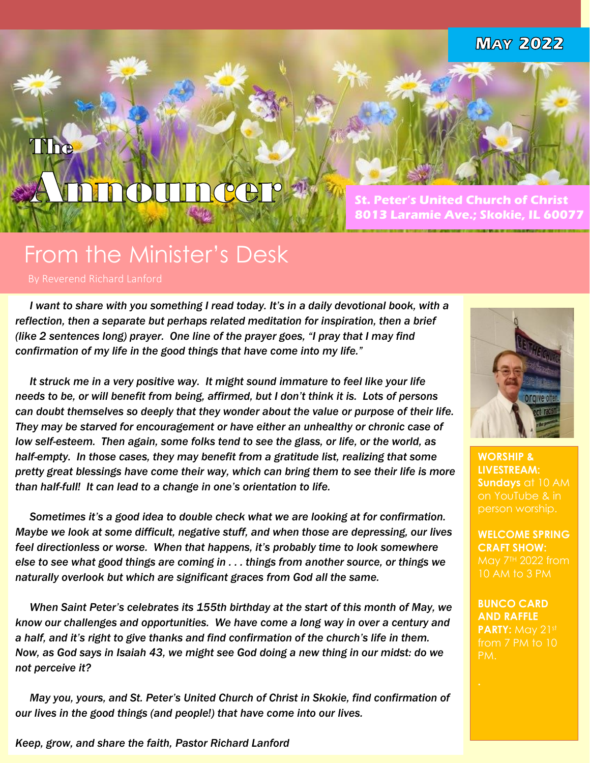**May 2022**

# The Announcer

**St. Peter's United Church of Christ**
**8013 Laramie Ave.; Skokie, IL 60077**

## From the Minister's Desk

By Reverend Richard Lanford

*I want to share with you something I read today. It's in a daily devotional book, with a reflection, then a separate but perhaps related meditation for inspiration, then a brief (like 2 sentences long) prayer. One line of the prayer goes, "I pray that I may find confirmation of my life in the good things that have come into my life."*

*It struck me in a very positive way. It might sound immature to feel like your life needs to be, or will benefit from being, affirmed, but I don't think it is. Lots of persons can doubt themselves so deeply that they wonder about the value or purpose of their life. They may be starved for encouragement or have either an unhealthy or chronic case of low self-esteem. Then again, some folks tend to see the glass, or life, or the world, as half-empty. In those cases, they may benefit from a gratitude list, realizing that some pretty great blessings have come their way, which can bring them to see their life is more than half-full! It can lead to a change in one's orientation to life.*

*Sometimes it's a good idea to double check what we are looking at for confirmation. Maybe we look at some difficult, negative stuff, and when those are depressing, our lives feel directionless or worse. When that happens, it's probably time to look somewhere else to see what good things are coming in . . . things from another source, or things we naturally overlook but which are significant graces from God all the same.*

*When Saint Peter's celebrates its 155th birthday at the start of this month of May, we know our challenges and opportunities. We have come a long way in over a century and a half, and it's right to give thanks and find confirmation of the church's life in them. Now, as God says in Isaiah 43, we might see God doing a new thing in our midst: do we not perceive it?*

*May you, yours, and St. Peter's United Church of Christ in Skokie, find confirmation of our lives in the good things (and people!) that have come into our lives.*

*Keep, grow, and share the faith, Pastor Richard Lanford*

**WORSHIP & LIVESTREAM: Sundays** at 10 AM on YouTube & in person worship.

**WELCOME SPRING CRAFT SHOW:** May 7TH 2022 from 10 AM to 3 PM

**BUNCO CARD AND RAFFLE PARTY:** May 21st from 7 PM to 10 PM.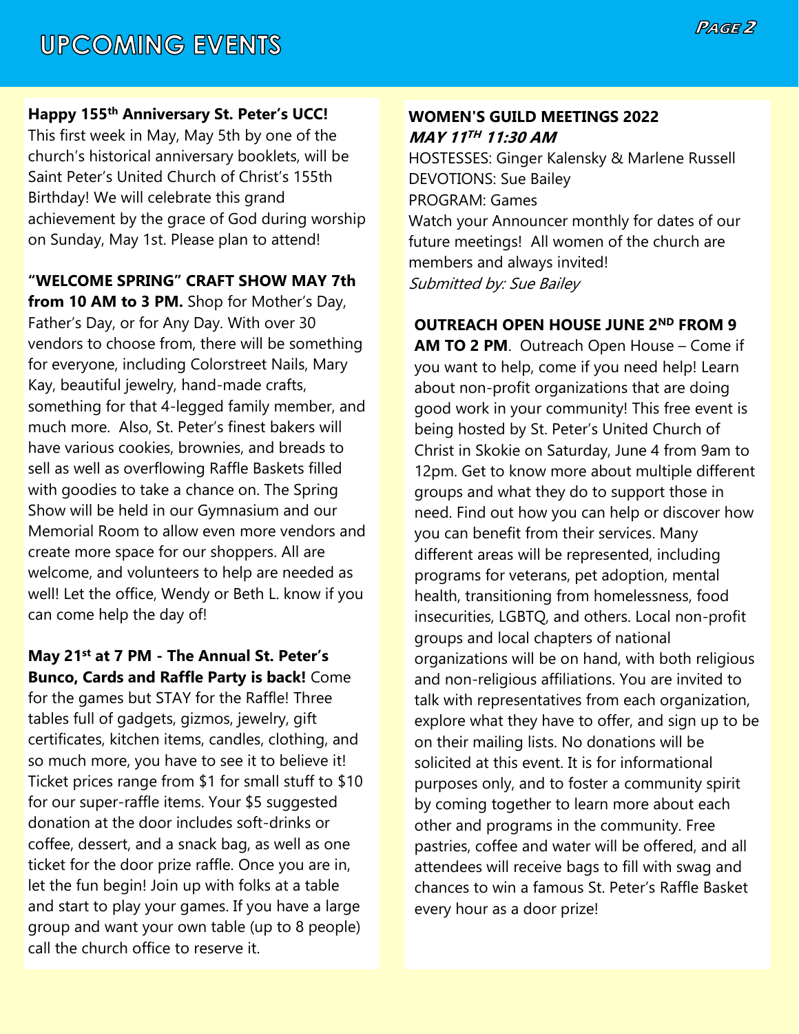# UPCOMING EVENTS

**Happy 155th Anniversary St. Peter's UCC!** This first week in May, May 5th by one of the church's historical anniversary booklets, will be Saint Peter's United Church of Christ's 155th Birthday! We will celebrate this grand achievement by the grace of God during worship on Sunday, May 1st. Please plan to attend!

**"WELCOME SPRING" CRAFT SHOW MAY 7th from 10 AM to 3 PM.** Shop for Mother's Day, Father's Day, or for Any Day. With over 30 vendors to choose from, there will be something for everyone, including Colorstreet Nails, Mary Kay, beautiful jewelry, hand-made crafts, something for that 4-legged family member, and much more. Also, St. Peter's finest bakers will have various cookies, brownies, and breads to sell as well as overflowing Raffle Baskets filled with goodies to take a chance on. The Spring Show will be held in our Gymnasium and our Memorial Room to allow even more vendors and create more space for our shoppers. All are welcome, and volunteers to help are needed as well! Let the office, Wendy or Beth L. know if you can come help the day of!

**May 21st at 7 PM - The Annual St. Peter's Bunco, Cards and Raffle Party is back!** Come for the games but STAY for the Raffle! Three tables full of gadgets, gizmos, jewelry, gift certificates, kitchen items, candles, clothing, and so much more, you have to see it to believe it! Ticket prices range from $1 for small stuff to $10 for our super-raffle items. Your $5 suggested donation at the door includes soft-drinks or coffee, dessert, and a snack bag, as well as one ticket for the door prize raffle. Once you are in, let the fun begin! Join up with folks at a table and start to play your games. If you have a large group and want your own table (up to 8 people) call the church office to reserve it.

**WOMEN'S GUILD MEETINGS 2022**
***MAY 11TH 11:30 AM***

HOSTESSES: Ginger Kalensky & Marlene Russell
DEVOTIONS: Sue Bailey
PROGRAM: Games
Watch your Announcer monthly for dates of our future meetings! All women of the church are members and always invited!
*Submitted by: Sue Bailey*

**OUTREACH OPEN HOUSE JUNE 2ND FROM 9 AM TO 2 PM**. Outreach Open House – Come if you want to help, come if you need help! Learn about non-profit organizations that are doing good work in your community! This free event is being hosted by St. Peter's United Church of Christ in Skokie on Saturday, June 4 from 9am to 12pm. Get to know more about multiple different groups and what they do to support those in need. Find out how you can help or discover how you can benefit from their services. Many different areas will be represented, including programs for veterans, pet adoption, mental health, transitioning from homelessness, food insecurities, LGBTQ, and others. Local non-profit groups and local chapters of national organizations will be on hand, with both religious and non-religious affiliations. You are invited to talk with representatives from each organization, explore what they have to offer, and sign up to be on their mailing lists. No donations will be solicited at this event. It is for informational purposes only, and to foster a community spirit by coming together to learn more about each other and programs in the community. Free pastries, coffee and water will be offered, and all attendees will receive bags to fill with swag and chances to win a famous St. Peter's Raffle Basket every hour as a door prize!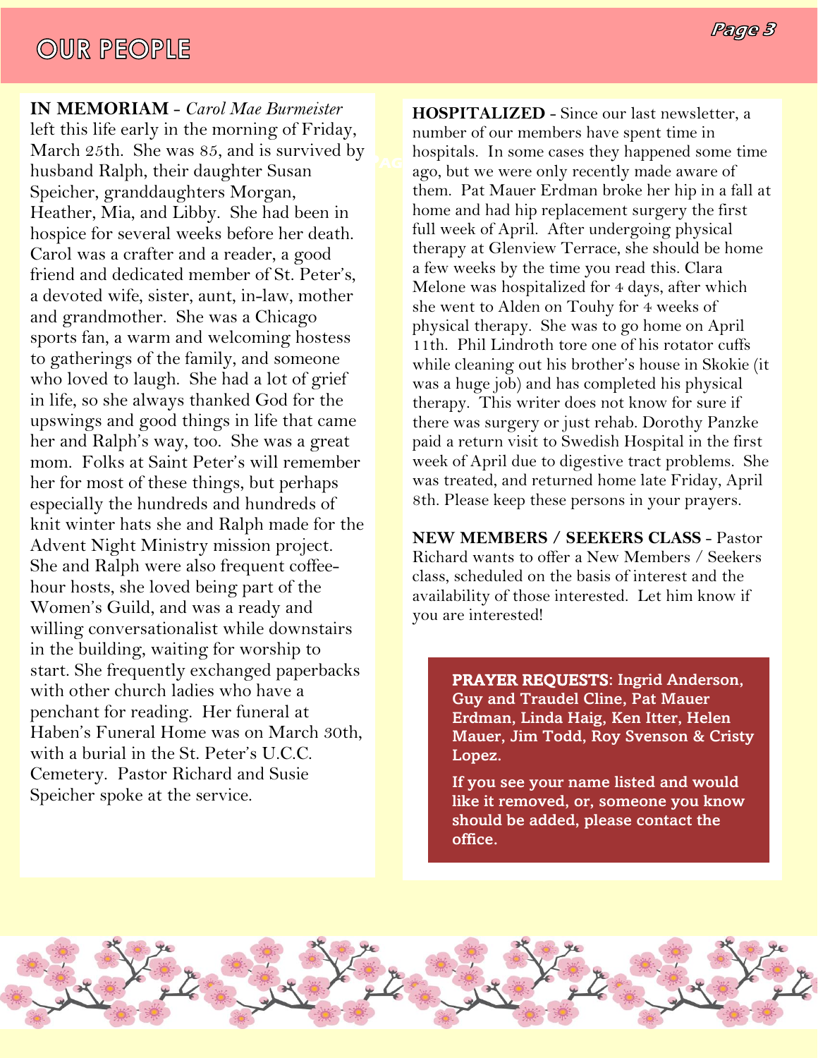# OUR PEOPLE

**IN MEMORIAM** - *Carol Mae Burmeister* left this life early in the morning of Friday, March 25th. She was 85, and is survived by husband Ralph, their daughter Susan Speicher, granddaughters Morgan, Heather, Mia, and Libby. She had been in hospice for several weeks before her death. Carol was a crafter and a reader, a good friend and dedicated member of St. Peter's, a devoted wife, sister, aunt, in-law, mother and grandmother. She was a Chicago sports fan, a warm and welcoming hostess to gatherings of the family, and someone who loved to laugh. She had a lot of grief in life, so she always thanked God for the upswings and good things in life that came her and Ralph's way, too. She was a great mom. Folks at Saint Peter's will remember her for most of these things, but perhaps especially the hundreds and hundreds of knit winter hats she and Ralph made for the Advent Night Ministry mission project. She and Ralph were also frequent coffee-hour hosts, she loved being part of the Women's Guild, and was a ready and willing conversationalist while downstairs in the building, waiting for worship to start. She frequently exchanged paperbacks with other church ladies who have a penchant for reading. Her funeral at Haben's Funeral Home was on March 30th, with a burial in the St. Peter's U.C.C. Cemetery. Pastor Richard and Susie Speicher spoke at the service.

**HOSPITALIZED** - Since our last newsletter, a number of our members have spent time in hospitals. In some cases they happened some time ago, but we were only recently made aware of them. Pat Mauer Erdman broke her hip in a fall at home and had hip replacement surgery the first full week of April. After undergoing physical therapy at Glenview Terrace, she should be home a few weeks by the time you read this. Clara Melone was hospitalized for 4 days, after which she went to Alden on Touhy for 4 weeks of physical therapy. She was to go home on April 11th. Phil Lindroth tore one of his rotator cuffs while cleaning out his brother's house in Skokie (it was a huge job) and has completed his physical therapy. This writer does not know for sure if there was surgery or just rehab. Dorothy Panzke paid a return visit to Swedish Hospital in the first week of April due to digestive tract problems. She was treated, and returned home late Friday, April 8th. Please keep these persons in your prayers.

**NEW MEMBERS / SEEKERS CLASS** - Pastor Richard wants to offer a New Members / Seekers class, scheduled on the basis of interest and the availability of those interested. Let him know if you are interested!

**PRAYER REQUESTS**: Ingrid Anderson, Guy and Traudel Cline, Pat Mauer Erdman, Linda Haig, Ken Itter, Helen Mauer, Jim Todd, Roy Svenson & Cristy Lopez.

If you see your name listed and would like it removed, or, someone you know should be added, please contact the office.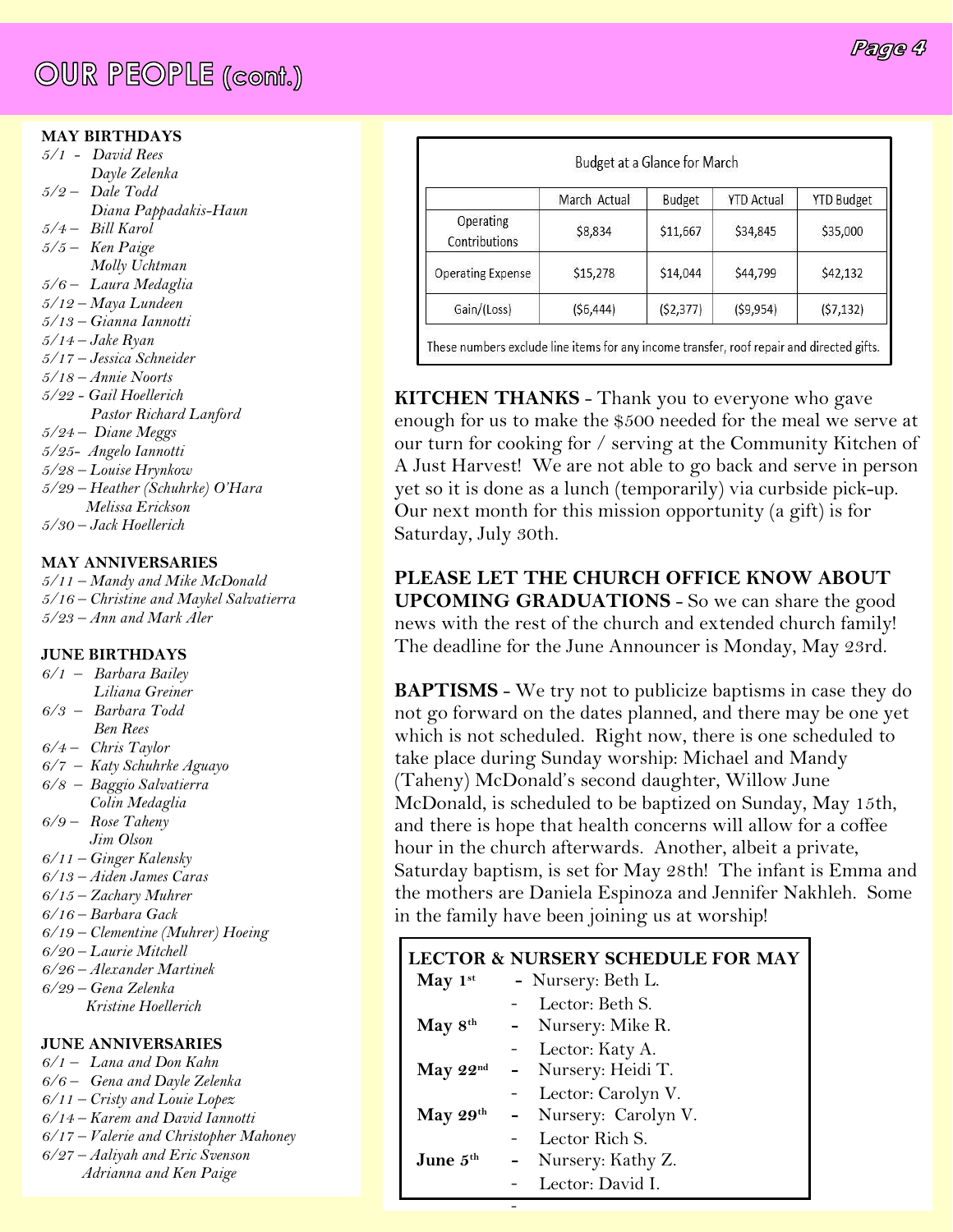# OUR PEOPLE (cont.)

**MAY BIRTHDAYS**

*5/1 - David Rees*
*Dayle Zelenka*
*5/2 – Dale Todd*
*Diana Pappadakis-Haun*
*5/4 – Bill Karol*
*5/5 – Ken Paige*
*Molly Uchtman*
*5/6 – Laura Medaglia*
*5/12 – Maya Lundeen*
*5/13 – Gianna Iannotti*
*5/14 – Jake Ryan*
*5/17 – Jessica Schneider*
*5/18 – Annie Noorts*
*5/22 - Gail Hoellerich*
*Pastor Richard Lanford*
*5/24 – Diane Meggs*
*5/25- Angelo Iannotti*
*5/28 – Louise Hrynkow*
*5/29 – Heather (Schuhrke) O'Hara*
*Melissa Erickson*
*5/30 – Jack Hoellerich*

**MAY ANNIVERSARIES**

*5/11 – Mandy and Mike McDonald*
*5/16 – Christine and Maykel Salvatierra*
*5/23 – Ann and Mark Aler*

**JUNE BIRTHDAYS**

*6/1 – Barbara Bailey*
*Liliana Greiner*
*6/3 – Barbara Todd*
*Ben Rees*
*6/4 – Chris Taylor*
*6/7 – Katy Schuhrke Aguayo*
*6/8 – Baggio Salvatierra*
*Colin Medaglia*
*6/9 – Rose Taheny*
*Jim Olson*
*6/11 – Ginger Kalensky*
*6/13 – Aiden James Caras*
*6/15 – Zachary Muhrer*
*6/16 – Barbara Gack*
*6/19 – Clementine (Muhrer) Hoeing*
*6/20 – Laurie Mitchell*
*6/26 – Alexander Martinek*
*6/29 – Gena Zelenka*
*Kristine Hoellerich*

**JUNE ANNIVERSARIES**

*6/1 – Lana and Don Kahn*
*6/6 – Gena and Dayle Zelenka*
*6/11 – Cristy and Louie Lopez*
*6/14 – Karem and David Iannotti*
*6/17 – Valerie and Christopher Mahoney*
*6/27 – Aaliyah and Eric Svenson*
*Adrianna and Ken Paige*

Budget at a Glance for March

| | March Actual | Budget | YTD Actual | YTD Budget |
|---|---|---|---|---|
| Operating Contributions | $8,834 | $11,667 | $34,845 | $35,000 |
| Operating Expense | $15,278 | $14,044 | $44,799 | $42,132 |
| Gain/(Loss) | ($6,444) | ($2,377) | ($9,954) | ($7,132) |

These numbers exclude line items for any income transfer, roof repair and directed gifts.

**KITCHEN THANKS** - Thank you to everyone who gave enough for us to make the $500 needed for the meal we serve at our turn for cooking for / serving at the Community Kitchen of A Just Harvest! We are not able to go back and serve in person yet so it is done as a lunch (temporarily) via curbside pick-up. Our next month for this mission opportunity (a gift) is for Saturday, July 30th.

**PLEASE LET THE CHURCH OFFICE KNOW ABOUT UPCOMING GRADUATIONS** - So we can share the good news with the rest of the church and extended church family! The deadline for the June Announcer is Monday, May 23rd.

**BAPTISMS** - We try not to publicize baptisms in case they do not go forward on the dates planned, and there may be one yet which is not scheduled. Right now, there is one scheduled to take place during Sunday worship: Michael and Mandy (Taheny) McDonald's second daughter, Willow June McDonald, is scheduled to be baptized on Sunday, May 15th, and there is hope that health concerns will allow for a coffee hour in the church afterwards. Another, albeit a private, Saturday baptism, is set for May 28th! The infant is Emma and the mothers are Daniela Espinoza and Jennifer Nakhleh. Some in the family have been joining us at worship!

**LECTOR & NURSERY SCHEDULE FOR MAY**

**May 1st** - Nursery: Beth L.
- Lector: Beth S.

**May 8th** - Nursery: Mike R.
- Lector: Katy A.

**May 22nd** - Nursery: Heidi T.
- Lector: Carolyn V.

**May 29th** - Nursery: Carolyn V.
- Lector Rich S.

**June 5th** - Nursery: Kathy Z.
- Lector: David I.